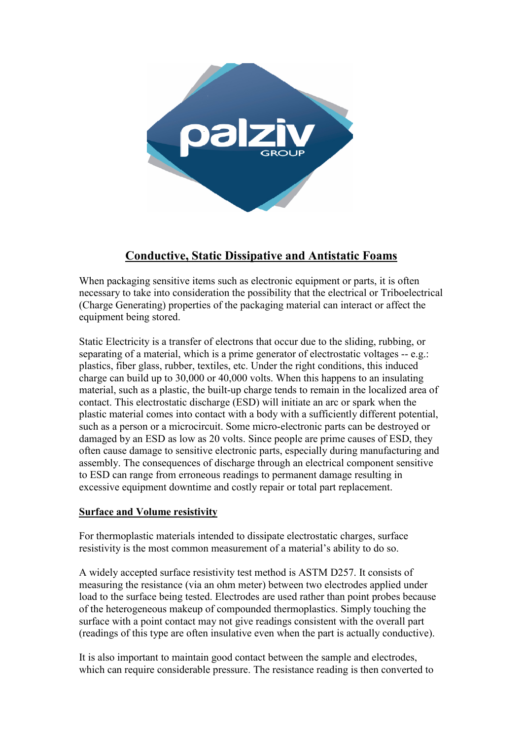# Conductive, Static Dissipative and Antistatic Foams

When packaging sensitive items such as electronic equipment or parts, it is often necessary to take into consideration the possibility that the electrical or Triboelectrical (Charge Generating) properties of the packaging material can interact or affect the equipment being stored.

Static Electricity is a transfer of electrons that occur due to the sliding, rubbing, or separating of a material, which is a prime generator of electrostatic voltages -- e.g.: plastics, fiber glass, rubber, textiles, etc. Under the right conditions, this induced charge can build up to 30,000 or 40,000 volts. When this happens to an insulating material, such as a plastic, the built-up charge tends to remain in the localized area of contact. This electrostatic discharge (ESD) will initiate an arc or spark when the plastic material comes into contact with a body with a sufficiently different potential, such as a person or a microcircuit. Some micro-electronic parts can be destroyed or damaged by an ESD as low as 20 volts. Since people are prime causes of ESD, they often cause damage to sensitive electronic parts, especially during manufacturing and assembly. The consequences of discharge through an electrical component sensitive to ESD can range from erroneous readings to permanent damage resulting in excessive equipment downtime and costly repair or total part replacement.

## Surface and Volume resistivity

For thermoplastic materials intended to dissipate electrostatic charges, surface resistivity is the most common measurement of a material's ability to do so.

A widely accepted surface resistivity test method is ASTM D257. It consists of measuring the resistance (via an ohm meter) between two electrodes applied under load to the surface being tested. Electrodes are used rather than point probes because of the heterogeneous makeup of compounded thermoplastics. Simply touching the surface with a point contact may not give readings consistent with the overall part (readings of this type are often insulative even when the part is actually conductive).

It is also important to maintain good contact between the sample and electrodes, which can require considerable pressure. The resistance reading is then converted to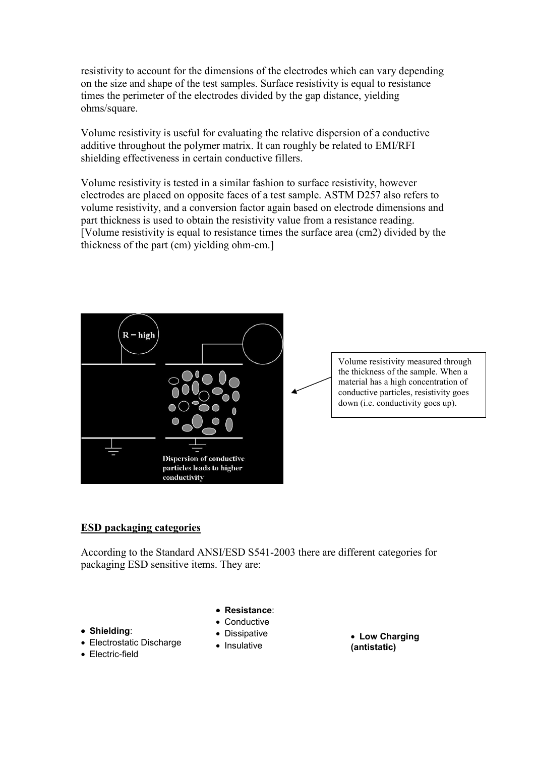resistivity to account for the dimensions of the electrodes which can vary depending on the size and shape of the test samples. Surface resistivity is equal to resistance times the perimeter of the electrodes divided by the gap distance, yielding ohms/square.

Volume resistivity is useful for evaluating the relative dispersion of a conductive additive throughout the polymer matrix. It can roughly be related to EMI/RFI shielding effectiveness in certain conductive fillers.

Volume resistivity is tested in a similar fashion to surface resistivity, however electrodes are placed on opposite faces of a test sample. ASTM D257 also refers to volume resistivity, and a conversion factor again based on electrode dimensions and part thickness is used to obtain the resistivity value from a resistance reading. [Volume resistivity is equal to resistance times the surface area ($cm^2$) divided by the thickness of the part (cm) yielding ohm-cm.]

R = high

Dispersion of conductive particles leads to higher conductivity

Volume resistivity measured through the thickness of the sample. When a material has a high concentration of conductive particles, resistivity goes down (i.e. conductivity goes up).

## ESD packaging categories

According to the Standard ANSI/ESD S541-2003 there are different categories for packaging ESD sensitive items. They are:

- **Shielding**:
- Electrostatic Discharge
- Electric-field

- **Resistance**:
- Conductive
- Dissipative
- Insulative

- **Low Charging (antistatic)**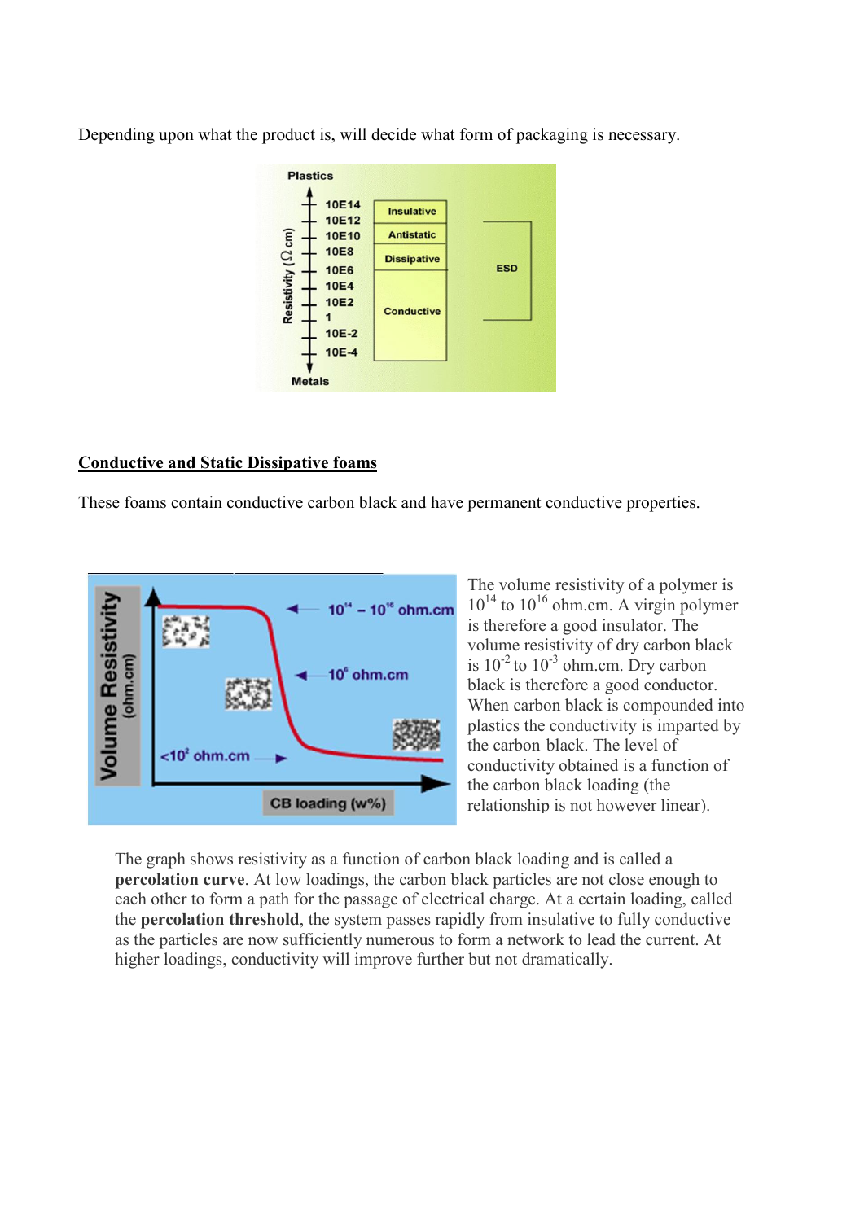Depending upon what the product is, will decide what form of packaging is necessary.

## Conductive and Static Dissipative foams

These foams contain conductive carbon black and have permanent conductive properties.

The volume resistivity of a polymer is $10^{14}$ to $10^{16}$ ohm.cm. A virgin polymer is therefore a good insulator. The volume resistivity of dry carbon black is $10^{-2}$ to $10^{-3}$ ohm.cm. Dry carbon black is therefore a good conductor. When carbon black is compounded into plastics the conductivity is imparted by the carbon black. The level of conductivity obtained is a function of the carbon black loading (the relationship is not however linear).

The graph shows resistivity as a function of carbon black loading and is called a **percolation curve**. At low loadings, the carbon black particles are not close enough to each other to form a path for the passage of electrical charge. At a certain loading, called the **percolation threshold**, the system passes rapidly from insulative to fully conductive as the particles are now sufficiently numerous to form a network to lead the current. At higher loadings, conductivity will improve further but not dramatically.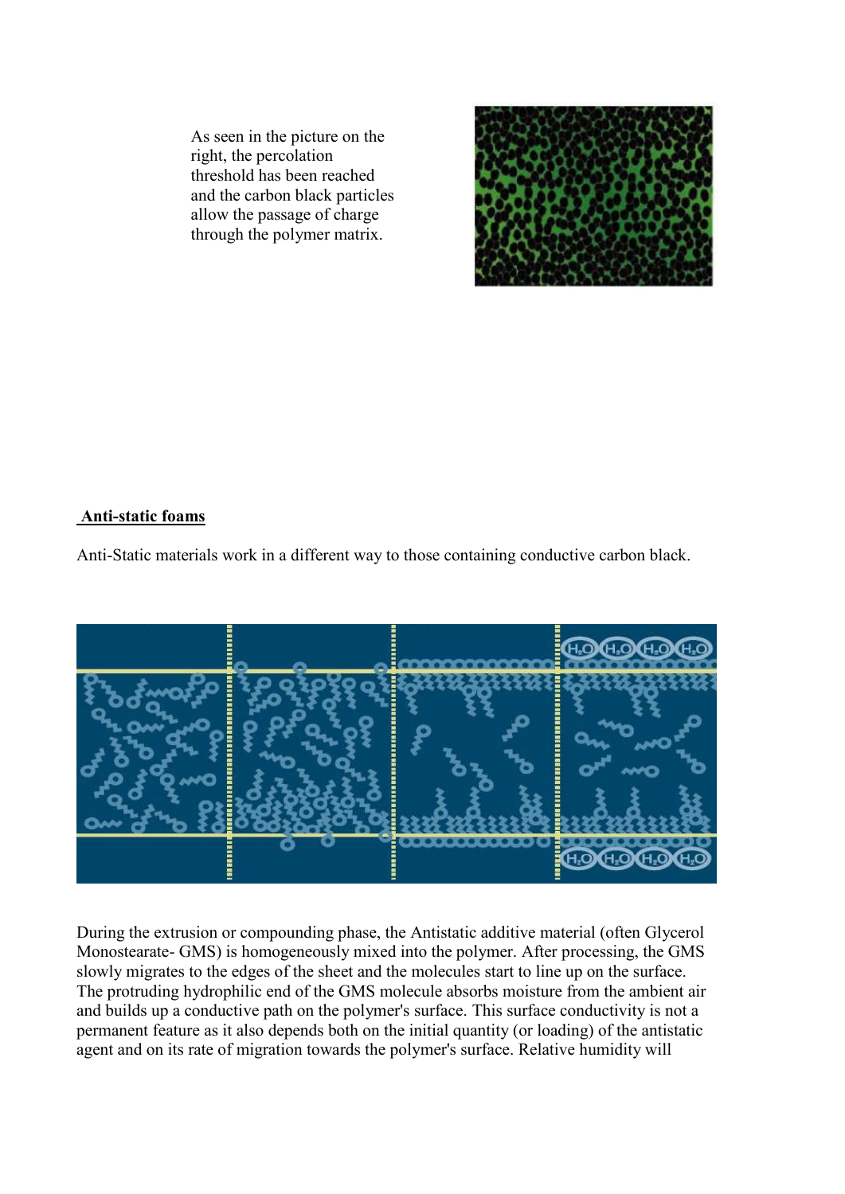As seen in the picture on the right, the percolation threshold has been reached and the carbon black particles allow the passage of charge through the polymer matrix.

**Anti-static foams**

Anti-Static materials work in a different way to those containing conductive carbon black.

During the extrusion or compounding phase, the Antistatic additive material (often Glycerol Monostearate- GMS) is homogeneously mixed into the polymer. After processing, the GMS slowly migrates to the edges of the sheet and the molecules start to line up on the surface. The protruding hydrophilic end of the GMS molecule absorbs moisture from the ambient air and builds up a conductive path on the polymer's surface. This surface conductivity is not a permanent feature as it also depends both on the initial quantity (or loading) of the antistatic agent and on its rate of migration towards the polymer's surface. Relative humidity will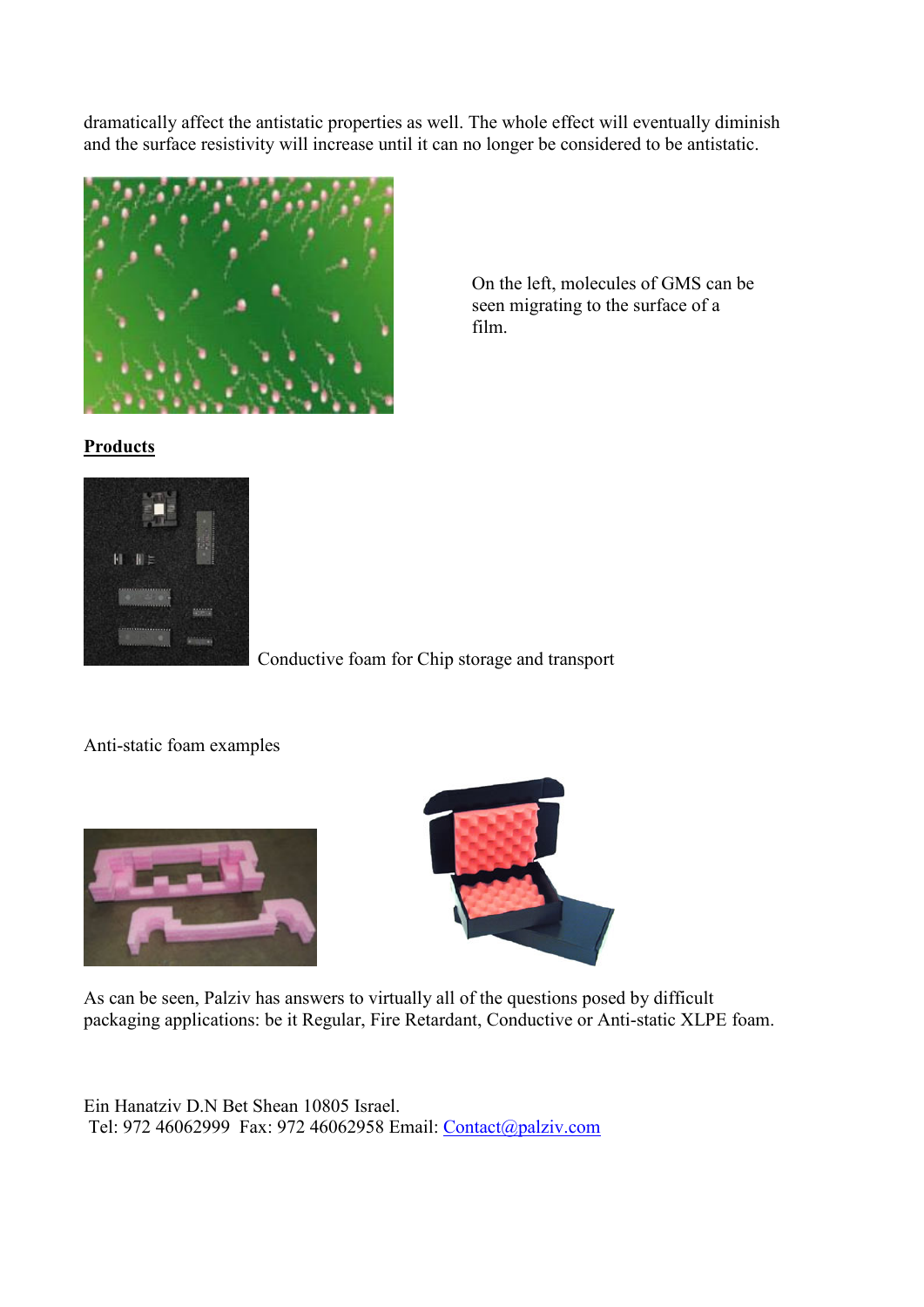dramatically affect the antistatic properties as well. The whole effect will eventually diminish and the surface resistivity will increase until it can no longer be considered to be antistatic.

On the left, molecules of GMS can be seen migrating to the surface of a film.

**Products**

Conductive foam for Chip storage and transport

Anti-static foam examples

As can be seen, Palziv has answers to virtually all of the questions posed by difficult packaging applications: be it Regular, Fire Retardant, Conductive or Anti-static XLPE foam.

Ein Hanatziv D.N Bet Shean 10805 Israel.
Tel: 972 46062999 Fax: 972 46062958 Email: [Contact@palziv.com](mailto:Contact@palziv.com)